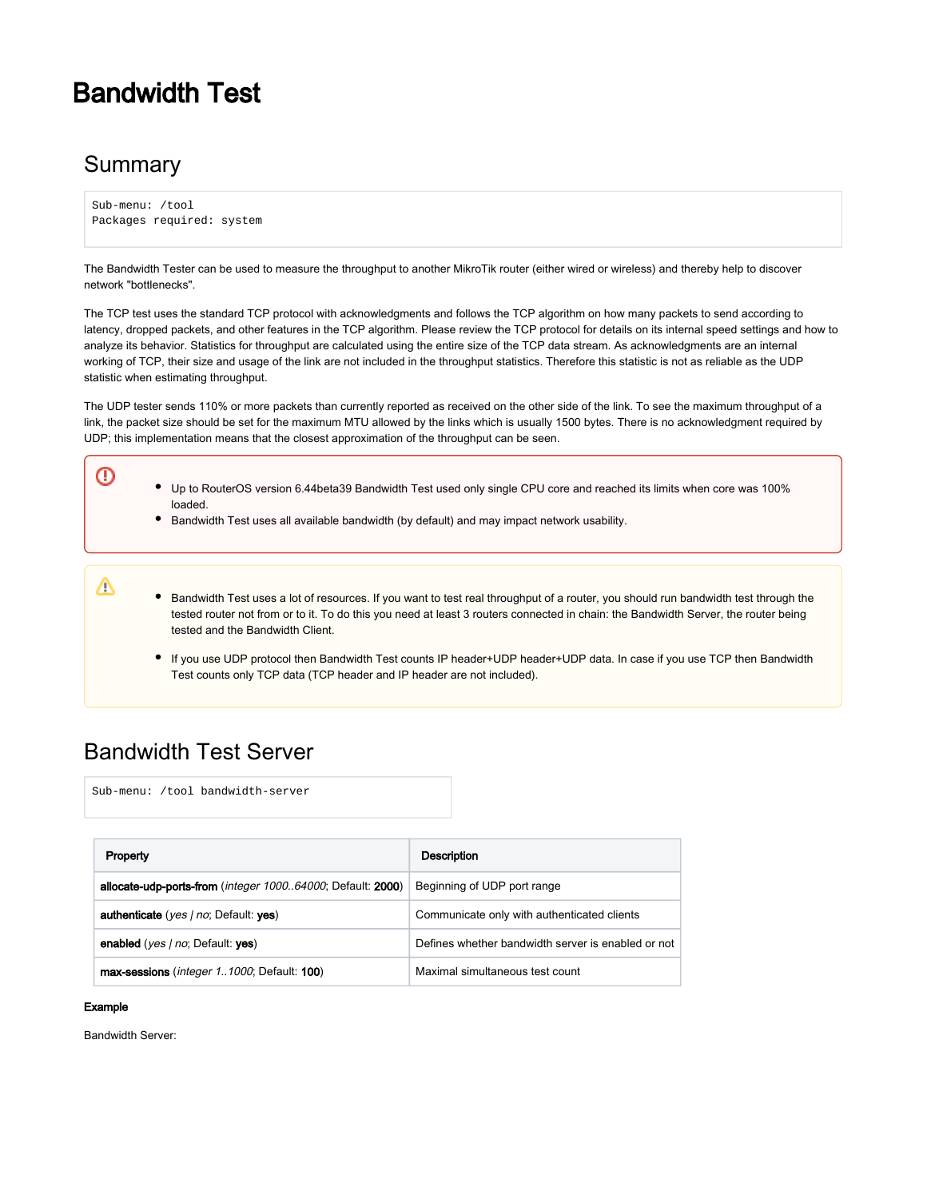# Bandwidth Test

## Summary

```
Sub-menu: /tool
Packages required: system
```

The Bandwidth Tester can be used to measure the throughput to another MikroTik router (either wired or wireless) and thereby help to discover network "bottlenecks".

The TCP test uses the standard TCP protocol with acknowledgments and follows the TCP algorithm on how many packets to send according to latency, dropped packets, and other features in the TCP algorithm. Please review the TCP protocol for details on its internal speed settings and how to analyze its behavior. Statistics for throughput are calculated using the entire size of the TCP data stream. As acknowledgments are an internal working of TCP, their size and usage of the link are not included in the throughput statistics. Therefore this statistic is not as reliable as the UDP statistic when estimating throughput.

The UDP tester sends 110% or more packets than currently reported as received on the other side of the link. To see the maximum throughput of a link, the packet size should be set for the maximum MTU allowed by the links which is usually 1500 bytes. There is no acknowledgment required by UDP; this implementation means that the closest approximation of the throughput can be seen.

- Up to RouterOS version 6.44beta39 Bandwidth Test used only single CPU core and reached its limits when core was 100% loaded.
- Bandwidth Test uses all available bandwidth (by default) and may impact network usability.

- Bandwidth Test uses a lot of resources. If you want to test real throughput of a router, you should run bandwidth test through the tested router not from or to it. To do this you need at least 3 routers connected in chain: the Bandwidth Server, the router being tested and the Bandwidth Client.
- If you use UDP protocol then Bandwidth Test counts IP header+UDP header+UDP data. In case if you use TCP then Bandwidth Test counts only TCP data (TCP header and IP header are not included).

## Bandwidth Test Server

```
Sub-menu: /tool bandwidth-server
```

| Property | Description |
|---|---|
| **allocate-udp-ports-from** (*integer 1000..64000*; Default: **2000**) | Beginning of UDP port range |
| **authenticate** (*yes \| no*; Default: **yes**) | Communicate only with authenticated clients |
| **enabled** (*yes \| no*; Default: **yes**) | Defines whether bandwidth server is enabled or not |
| **max-sessions** (*integer 1..1000*; Default: **100**) | Maximal simultaneous test count |

**Example**

Bandwidth Server: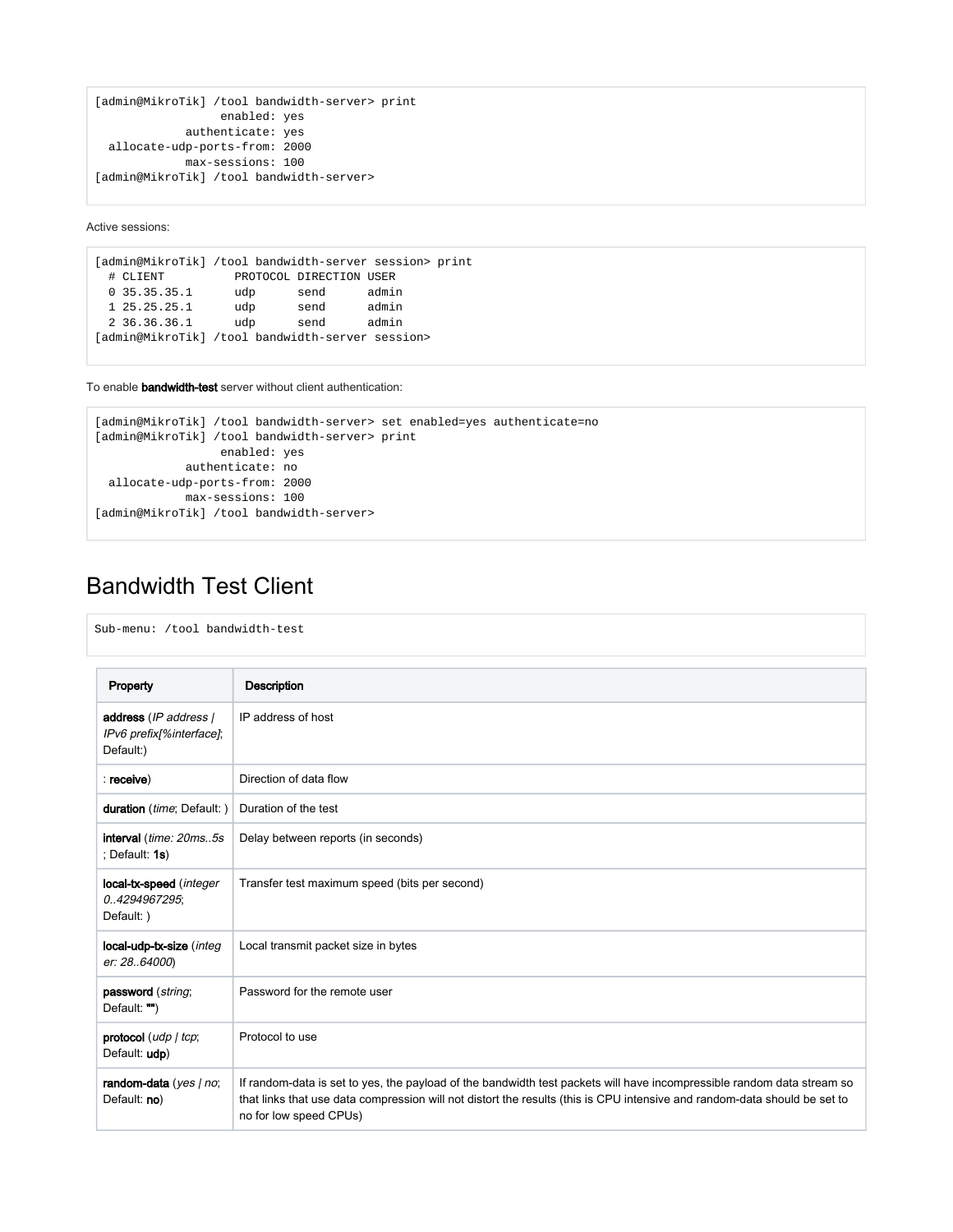```
[admin@MikroTik] /tool bandwidth-server> print
                  enabled: yes
             authenticate: yes
  allocate-udp-ports-from: 2000
             max-sessions: 100
[admin@MikroTik] /tool bandwidth-server>
```

Active sessions:

```
[admin@MikroTik] /tool bandwidth-server session> print
  # CLIENT          PROTOCOL DIRECTION USER
  0 35.35.35.1      udp      send      admin
  1 25.25.25.1      udp      send      admin
  2 36.36.36.1      udp      send      admin
[admin@MikroTik] /tool bandwidth-server session>
```

To enable **bandwidth-test** server without client authentication:

```
[admin@MikroTik] /tool bandwidth-server> set enabled=yes authenticate=no
[admin@MikroTik] /tool bandwidth-server> print
                  enabled: yes
             authenticate: no
  allocate-udp-ports-from: 2000
             max-sessions: 100
[admin@MikroTik] /tool bandwidth-server>
```

## Bandwidth Test Client

```
Sub-menu: /tool bandwidth-test
```

| Property | Description |
|---|---|
| **address** (*IP address \| IPv6 prefix[%interface]*; Default:) | IP address of host |
| : **receive**) | Direction of data flow |
| **duration** (*time*; Default: ) | Duration of the test |
| **interval** (*time: 20ms..5s* ; Default: **1s**) | Delay between reports (in seconds) |
| **local-tx-speed** (*integer 0..4294967295*; Default: ) | Transfer test maximum speed (bits per second) |
| **local-udp-tx-size** (*integer: 28..64000*) | Local transmit packet size in bytes |
| **password** (*string*; Default: **""**) | Password for the remote user |
| **protocol** (*udp \| tcp*; Default: **udp**) | Protocol to use |
| **random-data** (*yes \| no*; Default: **no**) | If random-data is set to yes, the payload of the bandwidth test packets will have incompressible random data stream so that links that use data compression will not distort the results (this is CPU intensive and random-data should be set to no for low speed CPUs) |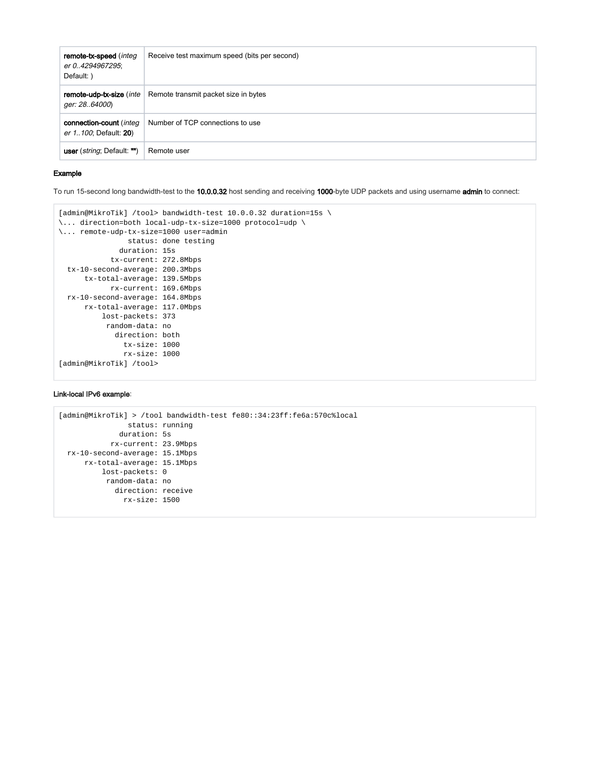| | |
|---|---|
| **remote-tx-speed** (*integer 0..4294967295*; Default: ) | Receive test maximum speed (bits per second) |
| **remote-udp-tx-size** (*integer: 28..64000*) | Remote transmit packet size in bytes |
| **connection-count** (*integer 1..100*; Default: **20**) | Number of TCP connections to use |
| **user** (*string*; Default: **""**) | Remote user |

**Example**

To run 15-second long bandwidth-test to the **10.0.0.32** host sending and receiving **1000**-byte UDP packets and using username **admin** to connect:

```
[admin@MikroTik] /tool> bandwidth-test 10.0.0.32 duration=15s \
\... direction=both local-udp-tx-size=1000 protocol=udp \
\... remote-udp-tx-size=1000 user=admin
                status: done testing
              duration: 15s
            tx-current: 272.8Mbps
  tx-10-second-average: 200.3Mbps
      tx-total-average: 139.5Mbps
            rx-current: 169.6Mbps
  rx-10-second-average: 164.8Mbps
      rx-total-average: 117.0Mbps
          lost-packets: 373
           random-data: no
             direction: both
               tx-size: 1000
               rx-size: 1000
[admin@MikroTik] /tool>
```

**Link-local IPv6 example**:

```
[admin@MikroTik] > /tool bandwidth-test fe80::34:23ff:fe6a:570c%local
                status: running
              duration: 5s
            rx-current: 23.9Mbps
  rx-10-second-average: 15.1Mbps
      rx-total-average: 15.1Mbps
          lost-packets: 0
           random-data: no
             direction: receive
               rx-size: 1500
```